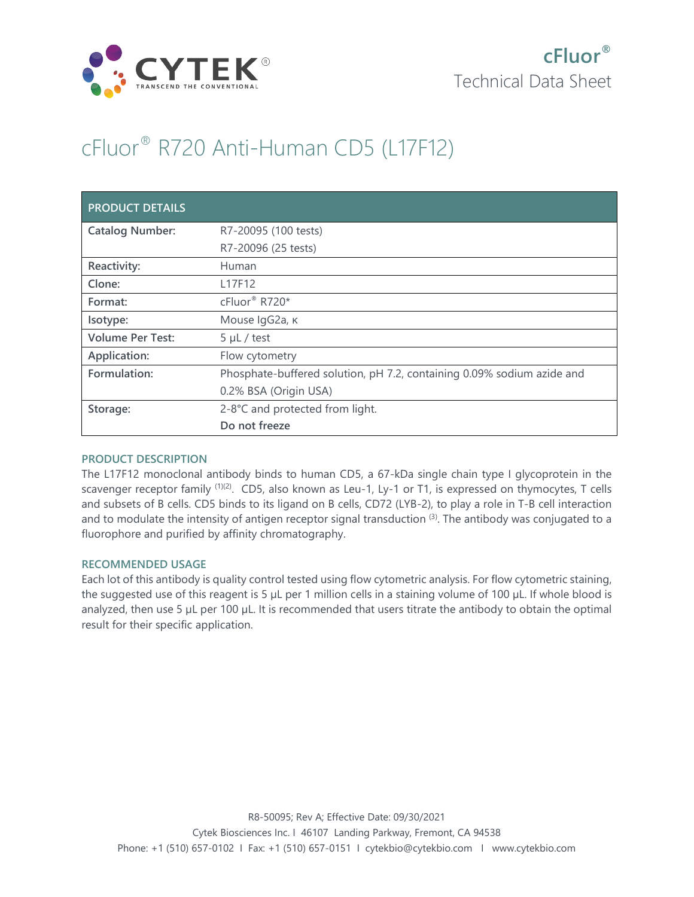cFluor®
Technical Data Sheet

# cFluor® R720 Anti-Human CD5 (L17F12)

| PRODUCT DETAILS | |
|---|---|
| **Catalog Number:** | R7-20095 (100 tests)<br>R7-20096 (25 tests) |
| **Reactivity:** | Human |
| **Clone:** | L17F12 |
| **Format:** | cFluor® R720* |
| **Isotype:** | Mouse IgG2a, κ |
| **Volume Per Test:** | 5 µL / test |
| **Application:** | Flow cytometry |
| **Formulation:** | Phosphate-buffered solution, pH 7.2, containing 0.09% sodium azide and 0.2% BSA (Origin USA) |
| **Storage:** | 2-8°C and protected from light.<br>**Do not freeze** |

## PRODUCT DESCRIPTION

The L17F12 monoclonal antibody binds to human CD5, a 67-kDa single chain type I glycoprotein in the scavenger receptor family [1][2]. CD5, also known as Leu-1, Ly-1 or T1, is expressed on thymocytes, T cells and subsets of B cells. CD5 binds to its ligand on B cells, CD72 (LYB-2), to play a role in T-B cell interaction and to modulate the intensity of antigen receptor signal transduction [3]. The antibody was conjugated to a fluorophore and purified by affinity chromatography.

## RECOMMENDED USAGE

Each lot of this antibody is quality control tested using flow cytometric analysis. For flow cytometric staining, the suggested use of this reagent is 5 µL per 1 million cells in a staining volume of 100 µL. If whole blood is analyzed, then use 5 µL per 100 µL. It is recommended that users titrate the antibody to obtain the optimal result for their specific application.

R8-50095; Rev A; Effective Date: 09/30/2021
Cytek Biosciences Inc. I 46107 Landing Parkway, Fremont, CA 94538
Phone: +1 (510) 657-0102 I Fax: +1 (510) 657-0151 I cytekbio@cytekbio.com I www.cytekbio.com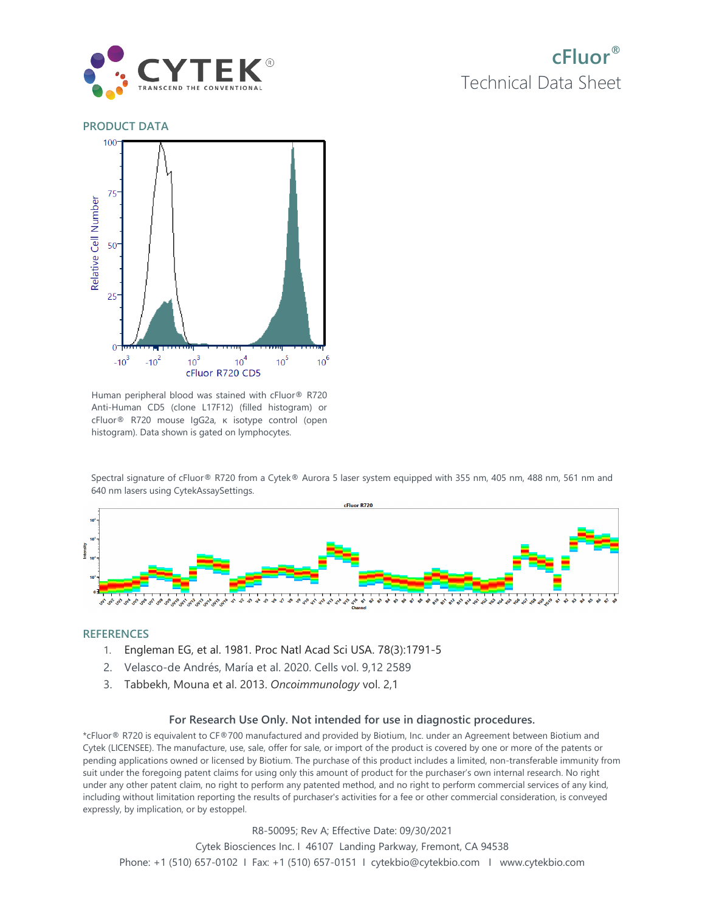## PRODUCT DATA

100
75
50
25
0
Relative Cell Number
$-10^3$ $-10^2$ $10^3$ $10^4$ $10^5$ $10^6$
cFluor R720 CD5

Human peripheral blood was stained with cFluor® R720 Anti-Human CD5 (clone L17F12) (filled histogram) or cFluor® R720 mouse IgG2a, κ isotype control (open histogram). Data shown is gated on lymphocytes.

Spectral signature of cFluor® R720 from a Cytek® Aurora 5 laser system equipped with 355 nm, 405 nm, 488 nm, 561 nm and 640 nm lasers using CytekAssaySettings.

cFluor R720

Intensity

Channel

## REFERENCES

1. Engleman EG, et al. 1981. Proc Natl Acad Sci USA. 78(3):1791-5
2. Velasco-de Andrés, María et al. 2020. Cells vol. 9,12 2589
3. Tabbekh, Mouna et al. 2013. *Oncoimmunology* vol. 2,1

**For Research Use Only. Not intended for use in diagnostic procedures.**

*cFluor® R720 is equivalent to CF®700 manufactured and provided by Biotium, Inc. under an Agreement between Biotium and Cytek (LICENSEE). The manufacture, use, sale, offer for sale, or import of the product is covered by one or more of the patents or pending applications owned or licensed by Biotium. The purchase of this product includes a limited, non-transferable immunity from suit under the foregoing patent claims for using only this amount of product for the purchaser's own internal research. No right under any other patent claim, no right to perform any patented method, and no right to perform commercial services of any kind, including without limitation reporting the results of purchaser's activities for a fee or other commercial consideration, is conveyed expressly, by implication, or by estoppel.

R8-50095; Rev A; Effective Date: 09/30/2021

Cytek Biosciences Inc. I 46107 Landing Parkway, Fremont, CA 94538

Phone: +1 (510) 657-0102 I Fax: +1 (510) 657-0151 I cytekbio@cytekbio.com I www.cytekbio.com